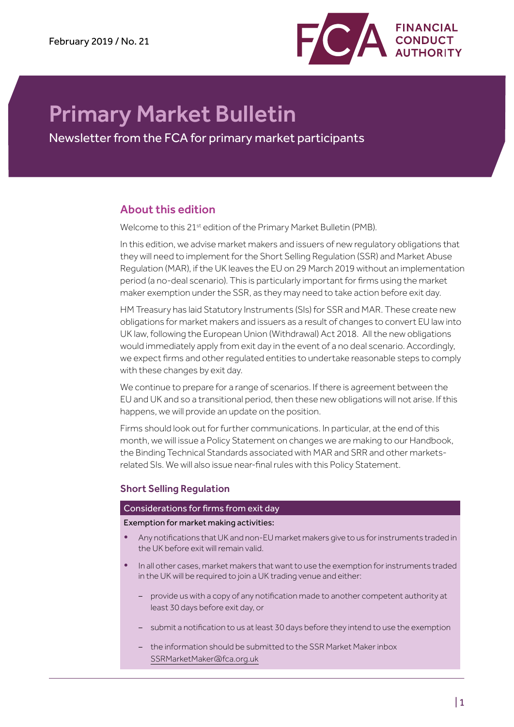February 2019 / No. 21

# Primary Market Bulletin

Newsletter from the FCA for primary market participants

## About this edition

Welcome to this 21st edition of the Primary Market Bulletin (PMB).

In this edition, we advise market makers and issuers of new regulatory obligations that they will need to implement for the Short Selling Regulation (SSR) and Market Abuse Regulation (MAR), if the UK leaves the EU on 29 March 2019 without an implementation period (a no-deal scenario). This is particularly important for firms using the market maker exemption under the SSR, as they may need to take action before exit day.

HM Treasury has laid Statutory Instruments (SIs) for SSR and MAR. These create new obligations for market makers and issuers as a result of changes to convert EU law into UK law, following the European Union (Withdrawal) Act 2018. All the new obligations would immediately apply from exit day in the event of a no deal scenario. Accordingly, we expect firms and other regulated entities to undertake reasonable steps to comply with these changes by exit day.

We continue to prepare for a range of scenarios. If there is agreement between the EU and UK and so a transitional period, then these new obligations will not arise. If this happens, we will provide an update on the position.

Firms should look out for further communications. In particular, at the end of this month, we will issue a Policy Statement on changes we are making to our Handbook, the Binding Technical Standards associated with MAR and SRR and other markets-related SIs. We will also issue near-final rules with this Policy Statement.

### Short Selling Regulation

**Considerations for firms from exit day**

Exemption for market making activities:

- Any notifications that UK and non-EU market makers give to us for instruments traded in the UK before exit will remain valid.
- In all other cases, market makers that want to use the exemption for instruments traded in the UK will be required to join a UK trading venue and either:
  - provide us with a copy of any notification made to another competent authority at least 30 days before exit day, or
  - submit a notification to us at least 30 days before they intend to use the exemption
  - the information should be submitted to the SSR Market Maker inbox SSRMarketMaker@fca.org.uk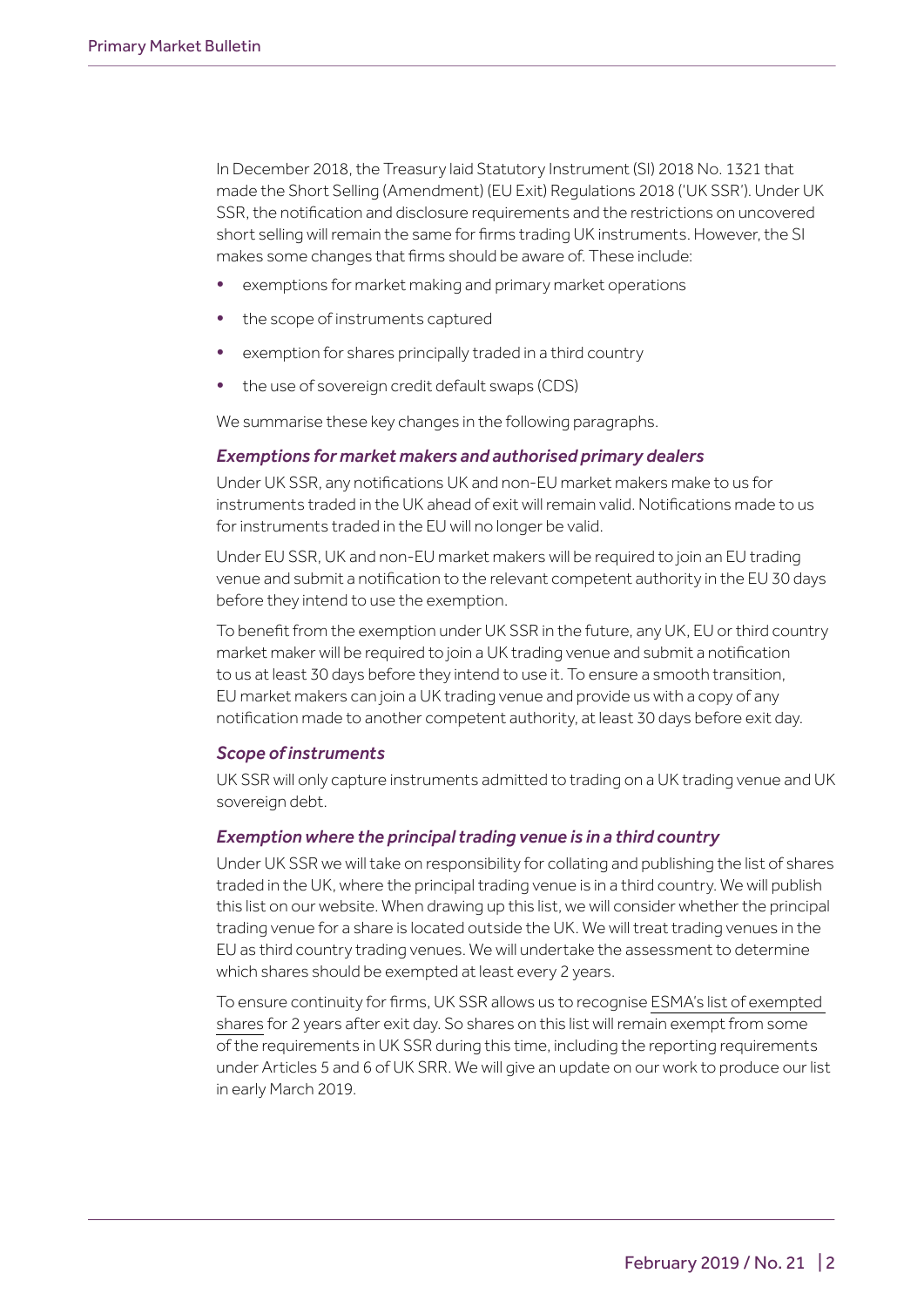In December 2018, the Treasury laid Statutory Instrument (SI) 2018 No. 1321 that made the Short Selling (Amendment) (EU Exit) Regulations 2018 ('UK SSR'). Under UK SSR, the notification and disclosure requirements and the restrictions on uncovered short selling will remain the same for firms trading UK instruments. However, the SI makes some changes that firms should be aware of. These include:

- exemptions for market making and primary market operations
- the scope of instruments captured
- exemption for shares principally traded in a third country
- the use of sovereign credit default swaps (CDS)

We summarise these key changes in the following paragraphs.

### *Exemptions for market makers and authorised primary dealers*

Under UK SSR, any notifications UK and non-EU market makers make to us for instruments traded in the UK ahead of exit will remain valid. Notifications made to us for instruments traded in the EU will no longer be valid.

Under EU SSR, UK and non-EU market makers will be required to join an EU trading venue and submit a notification to the relevant competent authority in the EU 30 days before they intend to use the exemption.

To benefit from the exemption under UK SSR in the future, any UK, EU or third country market maker will be required to join a UK trading venue and submit a notification to us at least 30 days before they intend to use it. To ensure a smooth transition, EU market makers can join a UK trading venue and provide us with a copy of any notification made to another competent authority, at least 30 days before exit day.

### *Scope of instruments*

UK SSR will only capture instruments admitted to trading on a UK trading venue and UK sovereign debt.

### *Exemption where the principal trading venue is in a third country*

Under UK SSR we will take on responsibility for collating and publishing the list of shares traded in the UK, where the principal trading venue is in a third country. We will publish this list on our website. When drawing up this list, we will consider whether the principal trading venue for a share is located outside the UK. We will treat trading venues in the EU as third country trading venues. We will undertake the assessment to determine which shares should be exempted at least every 2 years.

To ensure continuity for firms, UK SSR allows us to recognise ESMA's list of exempted shares for 2 years after exit day. So shares on this list will remain exempt from some of the requirements in UK SSR during this time, including the reporting requirements under Articles 5 and 6 of UK SRR. We will give an update on our work to produce our list in early March 2019.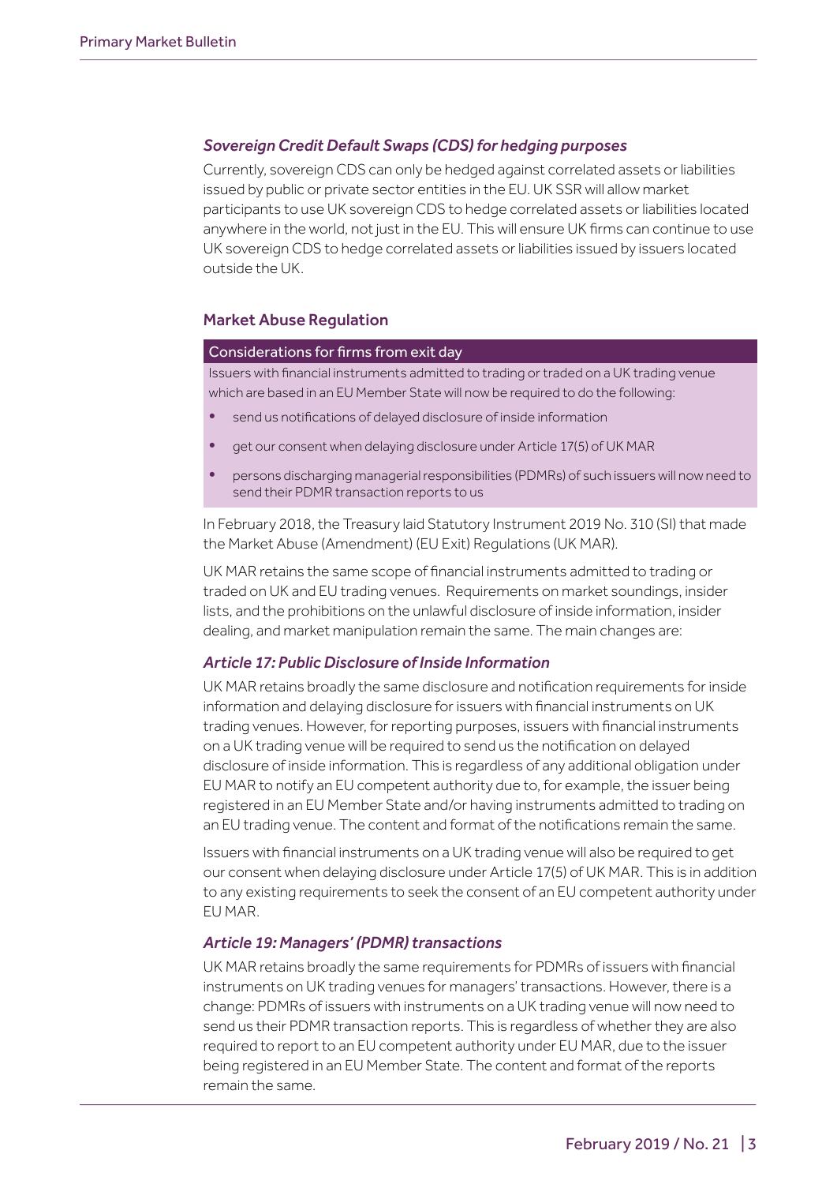### *Sovereign Credit Default Swaps (CDS) for hedging purposes*

Currently, sovereign CDS can only be hedged against correlated assets or liabilities issued by public or private sector entities in the EU. UK SSR will allow market participants to use UK sovereign CDS to hedge correlated assets or liabilities located anywhere in the world, not just in the EU. This will ensure UK firms can continue to use UK sovereign CDS to hedge correlated assets or liabilities issued by issuers located outside the UK.

## Market Abuse Regulation

**Considerations for firms from exit day**

Issuers with financial instruments admitted to trading or traded on a UK trading venue which are based in an EU Member State will now be required to do the following:

- send us notifications of delayed disclosure of inside information
- get our consent when delaying disclosure under Article 17(5) of UK MAR
- persons discharging managerial responsibilities (PDMRs) of such issuers will now need to send their PDMR transaction reports to us

In February 2018, the Treasury laid Statutory Instrument 2019 No. 310 (SI) that made the Market Abuse (Amendment) (EU Exit) Regulations (UK MAR).

UK MAR retains the same scope of financial instruments admitted to trading or traded on UK and EU trading venues. Requirements on market soundings, insider lists, and the prohibitions on the unlawful disclosure of inside information, insider dealing, and market manipulation remain the same. The main changes are:

### *Article 17: Public Disclosure of Inside Information*

UK MAR retains broadly the same disclosure and notification requirements for inside information and delaying disclosure for issuers with financial instruments on UK trading venues. However, for reporting purposes, issuers with financial instruments on a UK trading venue will be required to send us the notification on delayed disclosure of inside information. This is regardless of any additional obligation under EU MAR to notify an EU competent authority due to, for example, the issuer being registered in an EU Member State and/or having instruments admitted to trading on an EU trading venue. The content and format of the notifications remain the same.

Issuers with financial instruments on a UK trading venue will also be required to get our consent when delaying disclosure under Article 17(5) of UK MAR. This is in addition to any existing requirements to seek the consent of an EU competent authority under EU MAR.

### *Article 19: Managers' (PDMR) transactions*

UK MAR retains broadly the same requirements for PDMRs of issuers with financial instruments on UK trading venues for managers' transactions. However, there is a change: PDMRs of issuers with instruments on a UK trading venue will now need to send us their PDMR transaction reports. This is regardless of whether they are also required to report to an EU competent authority under EU MAR, due to the issuer being registered in an EU Member State. The content and format of the reports remain the same.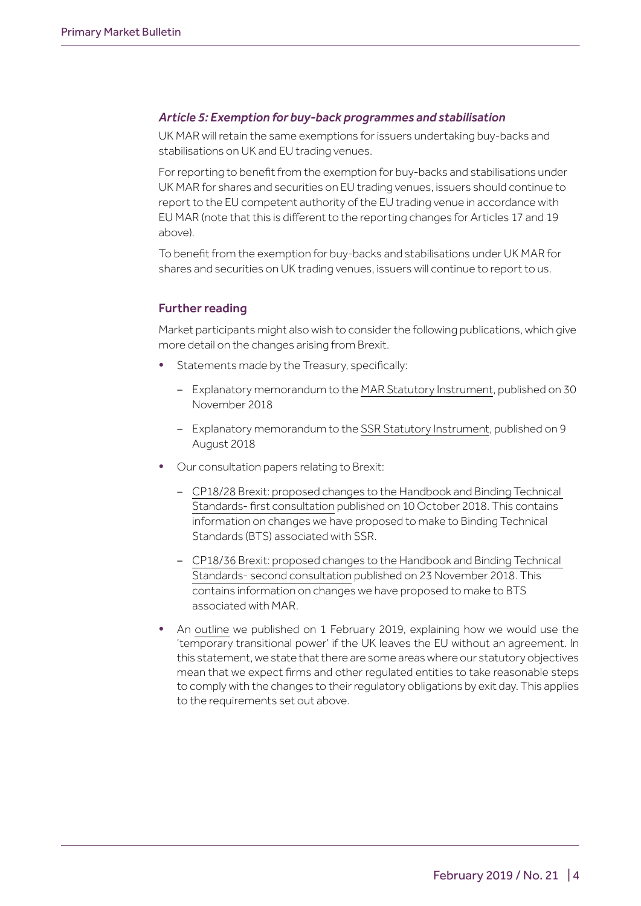### *Article 5: Exemption for buy-back programmes and stabilisation*

UK MAR will retain the same exemptions for issuers undertaking buy-backs and stabilisations on UK and EU trading venues.

For reporting to benefit from the exemption for buy-backs and stabilisations under UK MAR for shares and securities on EU trading venues, issuers should continue to report to the EU competent authority of the EU trading venue in accordance with EU MAR (note that this is different to the reporting changes for Articles 17 and 19 above).

To benefit from the exemption for buy-backs and stabilisations under UK MAR for shares and securities on UK trading venues, issuers will continue to report to us.

### Further reading

Market participants might also wish to consider the following publications, which give more detail on the changes arising from Brexit.

- Statements made by the Treasury, specifically:
  - Explanatory memorandum to the MAR Statutory Instrument, published on 30 November 2018
  - Explanatory memorandum to the SSR Statutory Instrument, published on 9 August 2018
- Our consultation papers relating to Brexit:
  - CP18/28 Brexit: proposed changes to the Handbook and Binding Technical Standards- first consultation published on 10 October 2018. This contains information on changes we have proposed to make to Binding Technical Standards (BTS) associated with SSR.
  - CP18/36 Brexit: proposed changes to the Handbook and Binding Technical Standards- second consultation published on 23 November 2018. This contains information on changes we have proposed to make to BTS associated with MAR.
- An outline we published on 1 February 2019, explaining how we would use the 'temporary transitional power' if the UK leaves the EU without an agreement. In this statement, we state that there are some areas where our statutory objectives mean that we expect firms and other regulated entities to take reasonable steps to comply with the changes to their regulatory obligations by exit day. This applies to the requirements set out above.